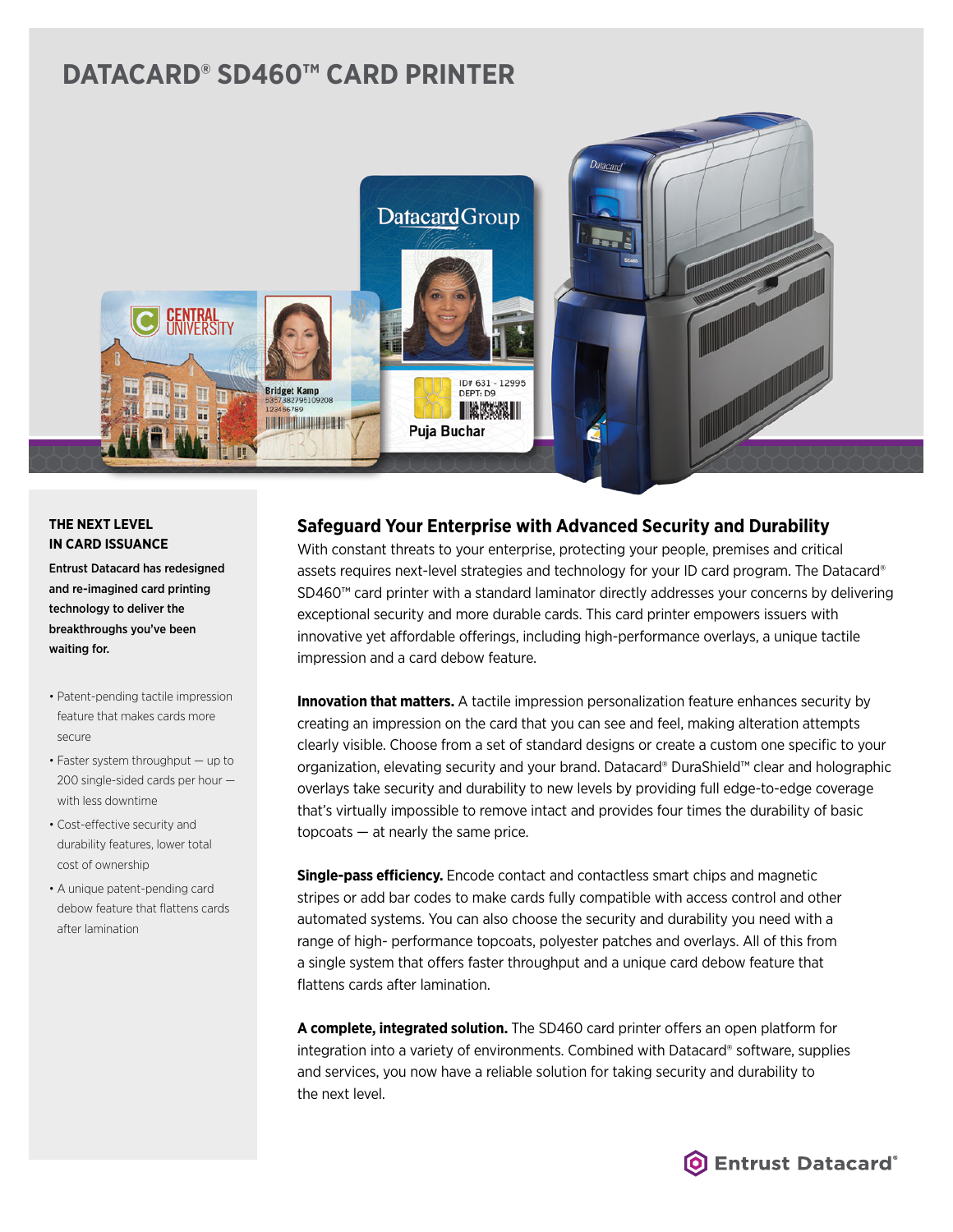# DATACARD® SD460™ CARD PRINTER

**THE NEXT LEVEL IN CARD ISSUANCE**

**Entrust Datacard has redesigned and re-imagined card printing technology to deliver the breakthroughs you've been waiting for.**

- Patent-pending tactile impression feature that makes cards more secure
- Faster system throughput — up to 200 single-sided cards per hour — with less downtime
- Cost-effective security and durability features, lower total cost of ownership
- A unique patent-pending card debow feature that flattens cards after lamination

## Safeguard Your Enterprise with Advanced Security and Durability

With constant threats to your enterprise, protecting your people, premises and critical assets requires next-level strategies and technology for your ID card program. The Datacard® SD460™ card printer with a standard laminator directly addresses your concerns by delivering exceptional security and more durable cards. This card printer empowers issuers with innovative yet affordable offerings, including high-performance overlays, a unique tactile impression and a card debow feature.

**Innovation that matters.** A tactile impression personalization feature enhances security by creating an impression on the card that you can see and feel, making alteration attempts clearly visible. Choose from a set of standard designs or create a custom one specific to your organization, elevating security and your brand. Datacard® DuraShield™ clear and holographic overlays take security and durability to new levels by providing full edge-to-edge coverage that's virtually impossible to remove intact and provides four times the durability of basic topcoats — at nearly the same price.

**Single-pass efficiency.** Encode contact and contactless smart chips and magnetic stripes or add bar codes to make cards fully compatible with access control and other automated systems. You can also choose the security and durability you need with a range of high- performance topcoats, polyester patches and overlays. All of this from a single system that offers faster throughput and a unique card debow feature that flattens cards after lamination.

**A complete, integrated solution.** The SD460 card printer offers an open platform for integration into a variety of environments. Combined with Datacard® software, supplies and services, you now have a reliable solution for taking security and durability to the next level.

Entrust Datacard®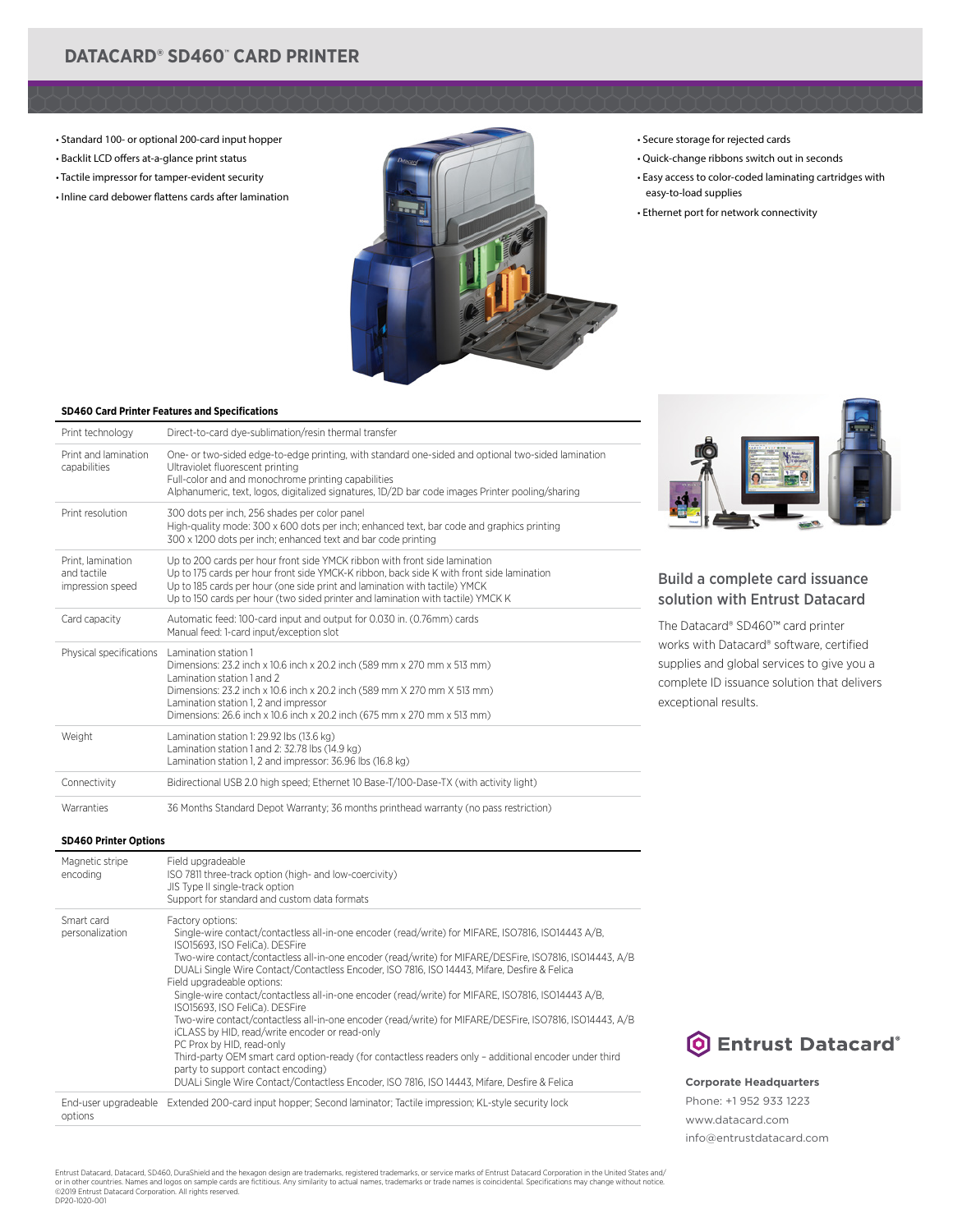# DATACARD® SD460™ CARD PRINTER

- Standard 100- or optional 200-card input hopper
- Backlit LCD offers at-a-glance print status
- Tactile impressor for tamper-evident security
- Inline card debower flattens cards after lamination

- Secure storage for rejected cards
- Quick-change ribbons switch out in seconds
- Easy access to color-coded laminating cartridges with easy-to-load supplies
- Ethernet port for network connectivity

### SD460 Card Printer Features and Specifications

| | |
|---|---|
| Print technology | Direct-to-card dye-sublimation/resin thermal transfer |
| Print and lamination capabilities | One- or two-sided edge-to-edge printing, with standard one-sided and optional two-sided lamination<br>Ultraviolet fluorescent printing<br>Full-color and and monochrome printing capabilities<br>Alphanumeric, text, logos, digitalized signatures, 1D/2D bar code images Printer pooling/sharing |
| Print resolution | 300 dots per inch, 256 shades per color panel<br>High-quality mode: 300 x 600 dots per inch; enhanced text, bar code and graphics printing<br>300 x 1200 dots per inch; enhanced text and bar code printing |
| Print, lamination and tactile impression speed | Up to 200 cards per hour front side YMCK ribbon with front side lamination<br>Up to 175 cards per hour front side YMCK-K ribbon, back side K with front side lamination<br>Up to 185 cards per hour (one side print and lamination with tactile) YMCK<br>Up to 150 cards per hour (two sided printer and lamination with tactile) YMCK K |
| Card capacity | Automatic feed: 100-card input and output for 0.030 in. (0.76mm) cards<br>Manual feed: 1-card input/exception slot |
| Physical specifications | Lamination station 1<br>Dimensions: 23.2 inch x 10.6 inch x 20.2 inch (589 mm x 270 mm x 513 mm)<br>Lamination station 1 and 2<br>Dimensions: 23.2 inch x 10.6 inch x 20.2 inch (589 mm X 270 mm X 513 mm)<br>Lamination station 1, 2 and impressor<br>Dimensions: 26.6 inch x 10.6 inch x 20.2 inch (675 mm x 270 mm x 513 mm) |
| Weight | Lamination station 1: 29.92 lbs (13.6 kg)<br>Lamination station 1 and 2: 32.78 lbs (14.9 kg)<br>Lamination station 1, 2 and impressor: 36.96 lbs (16.8 kg) |
| Connectivity | Bidirectional USB 2.0 high speed; Ethernet 10 Base-T/100-Dase-TX (with activity light) |
| Warranties | 36 Months Standard Depot Warranty; 36 months printhead warranty (no pass restriction) |

### SD460 Printer Options

| | |
|---|---|
| Magnetic stripe encoding | Field upgradeable<br>ISO 7811 three-track option (high- and low-coercivity)<br>JIS Type II single-track option<br>Support for standard and custom data formats |
| Smart card personalization | Factory options:<br>Single-wire contact/contactless all-in-one encoder (read/write) for MIFARE, ISO7816, ISO14443 A/B, ISO15693, ISO FeliCa). DESFire<br>Two-wire contact/contactless all-in-one encoder (read/write) for MIFARE/DESFire, ISO7816, ISO14443, A/B<br>DUALi Single Wire Contact/Contactless Encoder, ISO 7816, ISO 14443, Mifare, Desfire & Felica<br>Field upgradeable options:<br>Single-wire contact/contactless all-in-one encoder (read/write) for MIFARE, ISO7816, ISO14443 A/B, ISO15693, ISO FeliCa). DESFire<br>Two-wire contact/contactless all-in-one encoder (read/write) for MIFARE/DESFire, ISO7816, ISO14443, A/B<br>iCLASS by HID, read/write encoder or read-only<br>PC Prox by HID, read-only<br>Third-party OEM smart card option-ready (for contactless readers only – additional encoder under third party to support contact encoding)<br>DUALi Single Wire Contact/Contactless Encoder, ISO 7816, ISO 14443, Mifare, Desfire & Felica |
| End-user upgradeable options | Extended 200-card input hopper; Second laminator; Tactile impression; KL-style security lock |

## Build a complete card issuance solution with Entrust Datacard

The Datacard® SD460™ card printer works with Datacard® software, certified supplies and global services to give you a complete ID issuance solution that delivers exceptional results.

**Entrust Datacard®**

**Corporate Headquarters**
Phone: +1 952 933 1223
www.datacard.com
info@entrustdatacard.com

Entrust Datacard, Datacard, SD460, DuraShield and the hexagon design are trademarks, registered trademarks, or service marks of Entrust Datacard Corporation in the United States and/or in other countries. Names and logos on sample cards are fictitious. Any similarity to actual names, trademarks or trade names is coincidental. Specifications may change without notice.
©2019 Entrust Datacard Corporation. All rights reserved.
DP20-1020-001